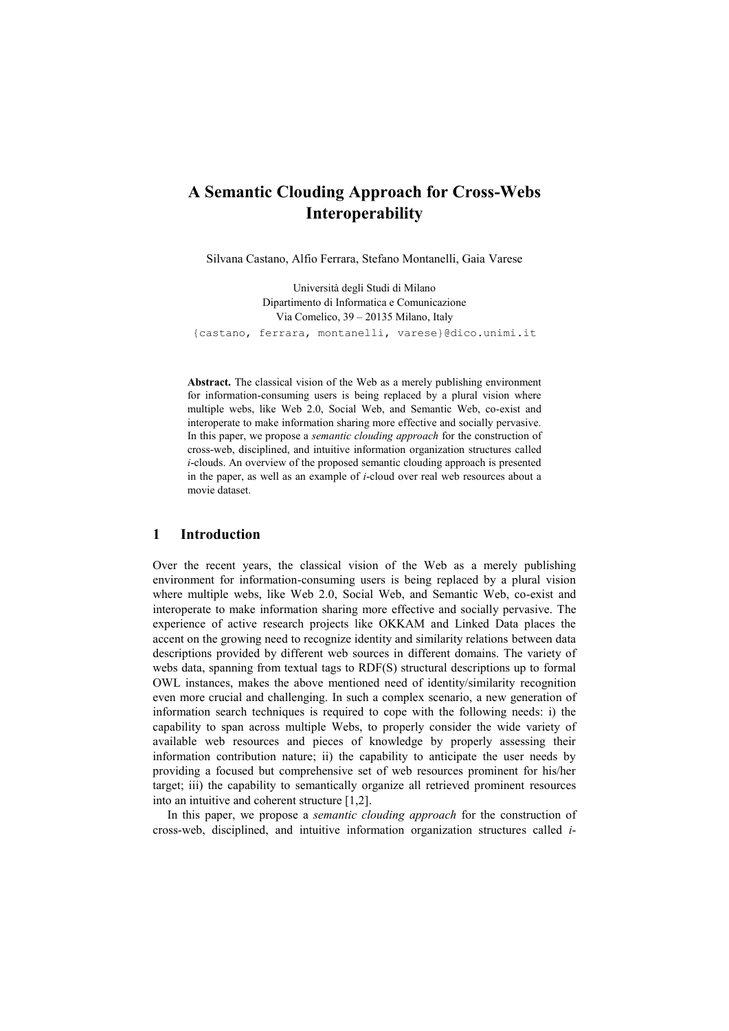# A Semantic Clouding Approach for Cross-Webs Interoperability

Silvana Castano, Alfio Ferrara, Stefano Montanelli, Gaia Varese

Università degli Studi di Milano
Dipartimento di Informatica e Comunicazione
Via Comelico, 39 – 20135 Milano, Italy
{castano, ferrara, montanelli, varese}@dico.unimi.it

**Abstract.** The classical vision of the Web as a merely publishing environment for information-consuming users is being replaced by a plural vision where multiple webs, like Web 2.0, Social Web, and Semantic Web, co-exist and interoperate to make information sharing more effective and socially pervasive. In this paper, we propose a *semantic clouding approach* for the construction of cross-web, disciplined, and intuitive information organization structures called *i*-clouds. An overview of the proposed semantic clouding approach is presented in the paper, as well as an example of *i*-cloud over real web resources about a movie dataset.

## 1 Introduction

Over the recent years, the classical vision of the Web as a merely publishing environment for information-consuming users is being replaced by a plural vision where multiple webs, like Web 2.0, Social Web, and Semantic Web, co-exist and interoperate to make information sharing more effective and socially pervasive. The experience of active research projects like OKKAM and Linked Data places the accent on the growing need to recognize identity and similarity relations between data descriptions provided by different web sources in different domains. The variety of webs data, spanning from textual tags to RDF(S) structural descriptions up to formal OWL instances, makes the above mentioned need of identity/similarity recognition even more crucial and challenging. In such a complex scenario, a new generation of information search techniques is required to cope with the following needs: i) the capability to span across multiple Webs, to properly consider the wide variety of available web resources and pieces of knowledge by properly assessing their information contribution nature; ii) the capability to anticipate the user needs by providing a focused but comprehensive set of web resources prominent for his/her target; iii) the capability to semantically organize all retrieved prominent resources into an intuitive and coherent structure [1,2].

In this paper, we propose a *semantic clouding approach* for the construction of cross-web, disciplined, and intuitive information organization structures called *i*-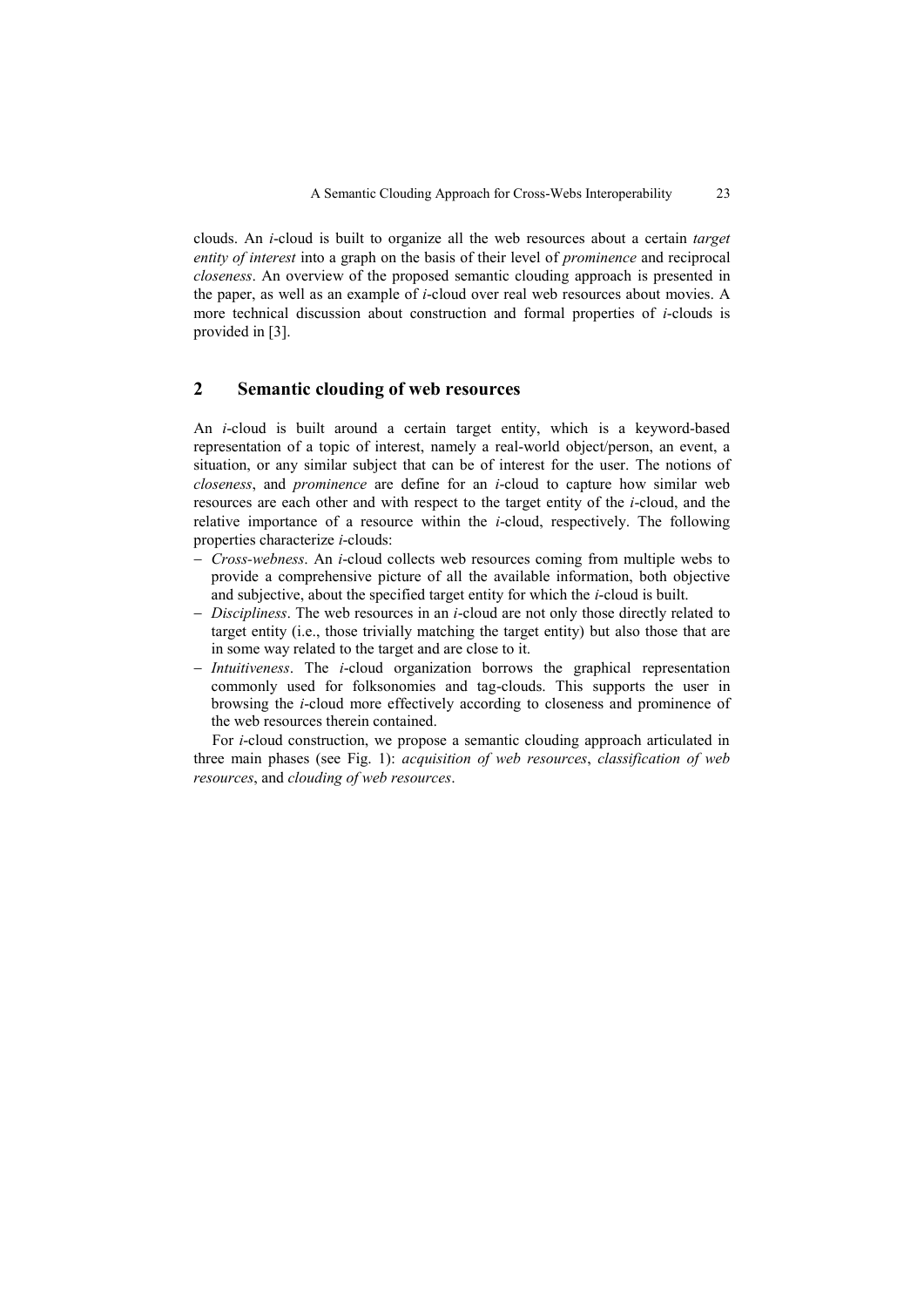clouds. An *i*-cloud is built to organize all the web resources about a certain *target entity of interest* into a graph on the basis of their level of *prominence* and reciprocal *closeness*. An overview of the proposed semantic clouding approach is presented in the paper, as well as an example of *i*-cloud over real web resources about movies. A more technical discussion about construction and formal properties of *i*-clouds is provided in [3].

## 2 Semantic clouding of web resources

An *i*-cloud is built around a certain target entity, which is a keyword-based representation of a topic of interest, namely a real-world object/person, an event, a situation, or any similar subject that can be of interest for the user. The notions of *closeness*, and *prominence* are define for an *i*-cloud to capture how similar web resources are each other and with respect to the target entity of the *i*-cloud, and the relative importance of a resource within the *i*-cloud, respectively. The following properties characterize *i*-clouds:

- *Cross-webness*. An *i*-cloud collects web resources coming from multiple webs to provide a comprehensive picture of all the available information, both objective and subjective, about the specified target entity for which the *i*-cloud is built.
- *Discipliness*. The web resources in an *i*-cloud are not only those directly related to target entity (i.e., those trivially matching the target entity) but also those that are in some way related to the target and are close to it.
- *Intuitiveness*. The *i*-cloud organization borrows the graphical representation commonly used for folksonomies and tag-clouds. This supports the user in browsing the *i*-cloud more effectively according to closeness and prominence of the web resources therein contained.

For *i*-cloud construction, we propose a semantic clouding approach articulated in three main phases (see Fig. 1): *acquisition of web resources*, *classification of web resources*, and *clouding of web resources*.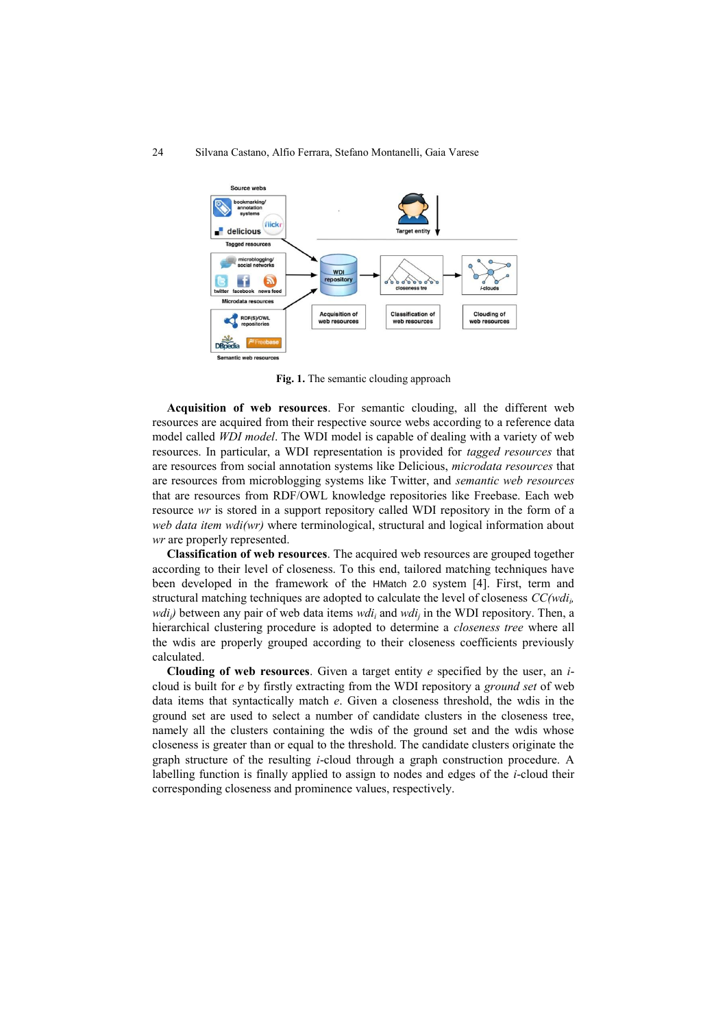**Fig. 1.** The semantic clouding approach

**Acquisition of web resources**. For semantic clouding, all the different web resources are acquired from their respective source webs according to a reference data model called *WDI model*. The WDI model is capable of dealing with a variety of web resources. In particular, a WDI representation is provided for *tagged resources* that are resources from social annotation systems like Delicious, *microdata resources* that are resources from microblogging systems like Twitter, and *semantic web resources* that are resources from RDF/OWL knowledge repositories like Freebase. Each web resource *wr* is stored in a support repository called WDI repository in the form of a *web data item wdi(wr)* where terminological, structural and logical information about *wr* are properly represented.

**Classification of web resources**. The acquired web resources are grouped together according to their level of closeness. To this end, tailored matching techniques have been developed in the framework of the HMatch 2.0 system [4]. First, term and structural matching techniques are adopted to calculate the level of closeness $CC(wdi_i, wdi_j)$ between any pair of web data items $wdi_i$ and $wdi_j$ in the WDI repository. Then, a hierarchical clustering procedure is adopted to determine a *closeness tree* where all the wdis are properly grouped according to their closeness coefficients previously calculated.

**Clouding of web resources**. Given a target entity *e* specified by the user, an *i*-cloud is built for *e* by firstly extracting from the WDI repository a *ground set* of web data items that syntactically match *e*. Given a closeness threshold, the wdis in the ground set are used to select a number of candidate clusters in the closeness tree, namely all the clusters containing the wdis of the ground set and the wdis whose closeness is greater than or equal to the threshold. The candidate clusters originate the graph structure of the resulting *i*-cloud through a graph construction procedure. A labelling function is finally applied to assign to nodes and edges of the *i*-cloud their corresponding closeness and prominence values, respectively.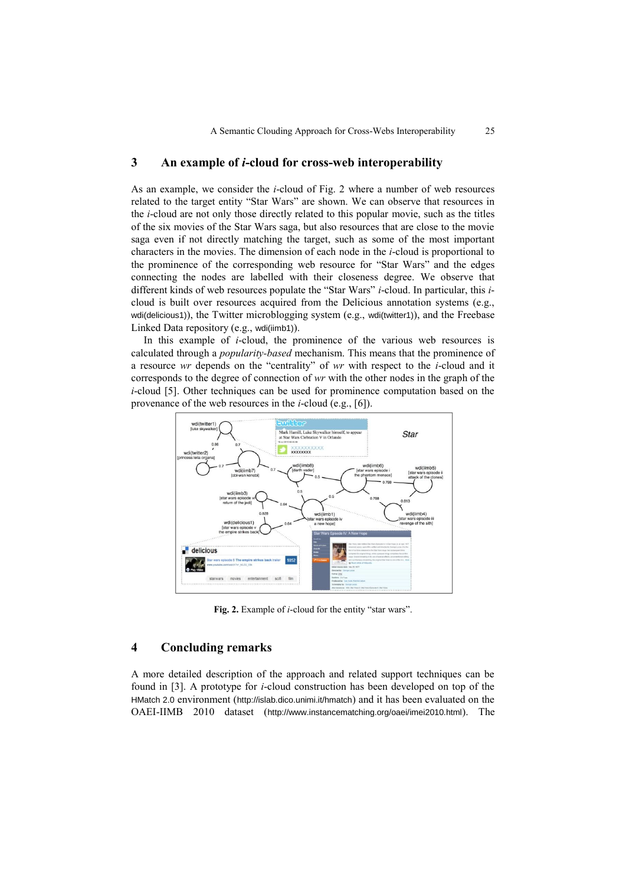## 3 An example of *i*-cloud for cross-web interoperability

As an example, we consider the *i*-cloud of Fig. 2 where a number of web resources related to the target entity "Star Wars" are shown. We can observe that resources in the *i*-cloud are not only those directly related to this popular movie, such as the titles of the six movies of the Star Wars saga, but also resources that are close to the movie saga even if not directly matching the target, such as some of the most important characters in the movies. The dimension of each node in the *i*-cloud is proportional to the prominence of the corresponding web resource for "Star Wars" and the edges connecting the nodes are labelled with their closeness degree. We observe that different kinds of web resources populate the "Star Wars" *i*-cloud. In particular, this *i*-cloud is built over resources acquired from the Delicious annotation systems (e.g., wdi(delicious1)), the Twitter microblogging system (e.g., wdi(twitter1)), and the Freebase Linked Data repository (e.g., wdi(iimb1)).

In this example of *i*-cloud, the prominence of the various web resources is calculated through a *popularity-based* mechanism. This means that the prominence of a resource *wr* depends on the "centrality" of *wr* with respect to the *i*-cloud and it corresponds to the degree of connection of *wr* with the other nodes in the graph of the *i*-cloud [5]. Other techniques can be used for prominence computation based on the provenance of the web resources in the *i*-cloud (e.g., [6]).

**Fig. 2.** Example of *i*-cloud for the entity "star wars".

## 4 Concluding remarks

A more detailed description of the approach and related support techniques can be found in [3]. A prototype for *i*-cloud construction has been developed on top of the HMatch 2.0 environment (http://islab.dico.unimi.it/hmatch) and it has been evaluated on the OAEI-IIMB 2010 dataset (http://www.instancematching.org/oaei/imei2010.html). The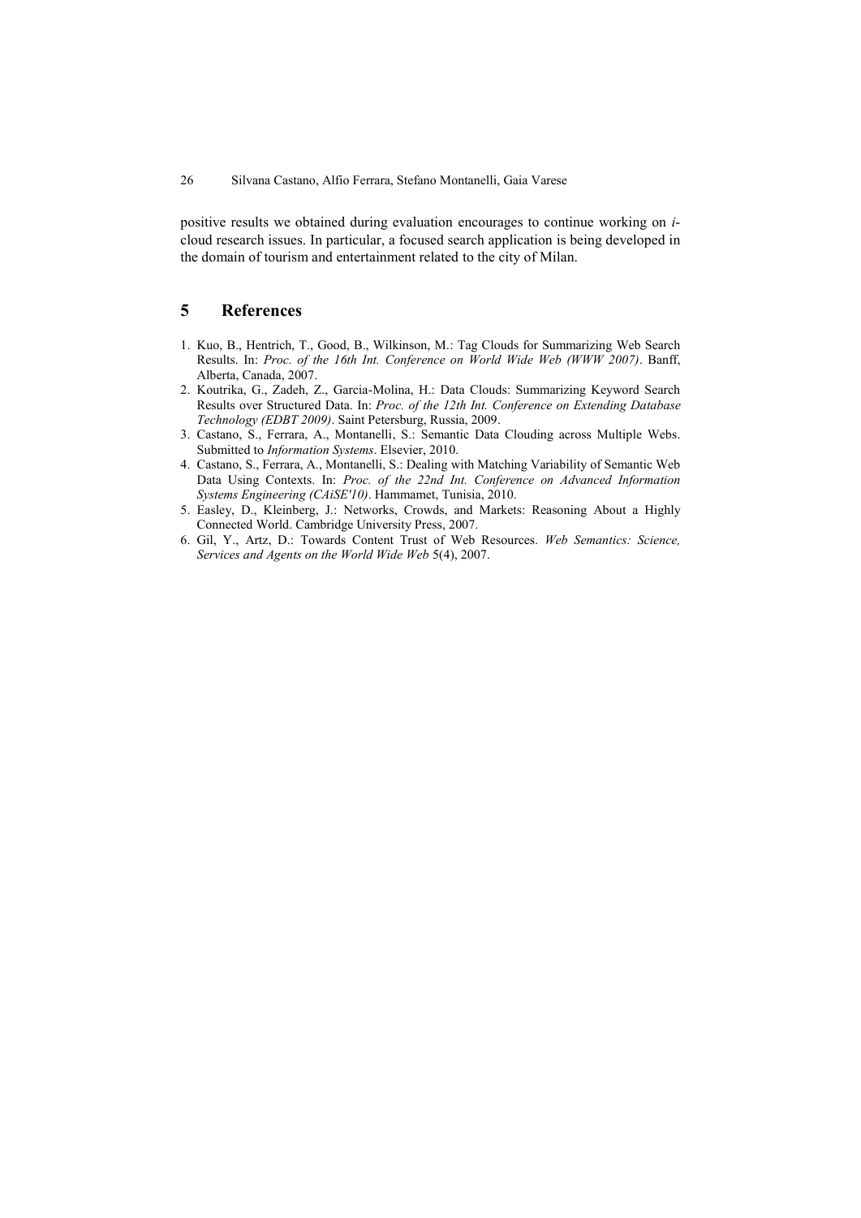positive results we obtained during evaluation encourages to continue working on *i*-cloud research issues. In particular, a focused search application is being developed in the domain of tourism and entertainment related to the city of Milan.

## 5 References

1. Kuo, B., Hentrich, T., Good, B., Wilkinson, M.: Tag Clouds for Summarizing Web Search Results. In: *Proc. of the 16th Int. Conference on World Wide Web (WWW 2007)*. Banff, Alberta, Canada, 2007.
2. Koutrika, G., Zadeh, Z., Garcia-Molina, H.: Data Clouds: Summarizing Keyword Search Results over Structured Data. In: *Proc. of the 12th Int. Conference on Extending Database Technology (EDBT 2009)*. Saint Petersburg, Russia, 2009.
3. Castano, S., Ferrara, A., Montanelli, S.: Semantic Data Clouding across Multiple Webs. Submitted to *Information Systems*. Elsevier, 2010.
4. Castano, S., Ferrara, A., Montanelli, S.: Dealing with Matching Variability of Semantic Web Data Using Contexts. In: *Proc. of the 22nd Int. Conference on Advanced Information Systems Engineering (CAiSE'10)*. Hammamet, Tunisia, 2010.
5. Easley, D., Kleinberg, J.: Networks, Crowds, and Markets: Reasoning About a Highly Connected World. Cambridge University Press, 2007.
6. Gil, Y., Artz, D.: Towards Content Trust of Web Resources. *Web Semantics: Science, Services and Agents on the World Wide Web* 5(4), 2007.